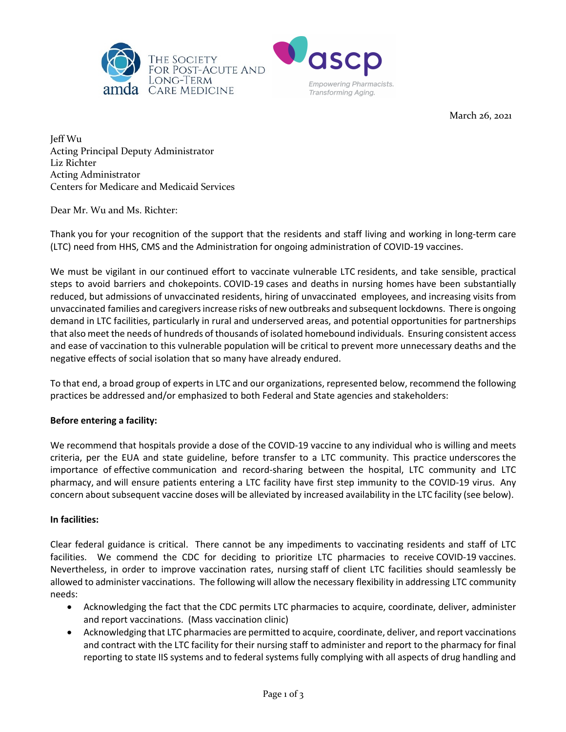March 26, 2021

Jeff Wu
Acting Principal Deputy Administrator
Liz Richter
Acting Administrator
Centers for Medicare and Medicaid Services

Dear Mr. Wu and Ms. Richter:

Thank you for your recognition of the support that the residents and staff living and working in long-term care (LTC) need from HHS, CMS and the Administration for ongoing administration of COVID-19 vaccines.

We must be vigilant in our continued effort to vaccinate vulnerable LTC residents, and take sensible, practical steps to avoid barriers and chokepoints. COVID-19 cases and deaths in nursing homes have been substantially reduced, but admissions of unvaccinated residents, hiring of unvaccinated employees, and increasing visits from unvaccinated families and caregivers increase risks of new outbreaks and subsequent lockdowns. There is ongoing demand in LTC facilities, particularly in rural and underserved areas, and potential opportunities for partnerships that also meet the needs of hundreds of thousands of isolated homebound individuals. Ensuring consistent access and ease of vaccination to this vulnerable population will be critical to prevent more unnecessary deaths and the negative effects of social isolation that so many have already endured.

To that end, a broad group of experts in LTC and our organizations, represented below, recommend the following practices be addressed and/or emphasized to both Federal and State agencies and stakeholders:

**Before entering a facility:**

We recommend that hospitals provide a dose of the COVID-19 vaccine to any individual who is willing and meets criteria, per the EUA and state guideline, before transfer to a LTC community. This practice underscores the importance of effective communication and record-sharing between the hospital, LTC community and LTC pharmacy, and will ensure patients entering a LTC facility have first step immunity to the COVID-19 virus. Any concern about subsequent vaccine doses will be alleviated by increased availability in the LTC facility (see below).

**In facilities:**

Clear federal guidance is critical. There cannot be any impediments to vaccinating residents and staff of LTC facilities. We commend the CDC for deciding to prioritize LTC pharmacies to receive COVID-19 vaccines. Nevertheless, in order to improve vaccination rates, nursing staff of client LTC facilities should seamlessly be allowed to administer vaccinations. The following will allow the necessary flexibility in addressing LTC community needs:

- Acknowledging the fact that the CDC permits LTC pharmacies to acquire, coordinate, deliver, administer and report vaccinations. (Mass vaccination clinic)
- Acknowledging that LTC pharmacies are permitted to acquire, coordinate, deliver, and report vaccinations and contract with the LTC facility for their nursing staff to administer and report to the pharmacy for final reporting to state IIS systems and to federal systems fully complying with all aspects of drug handling and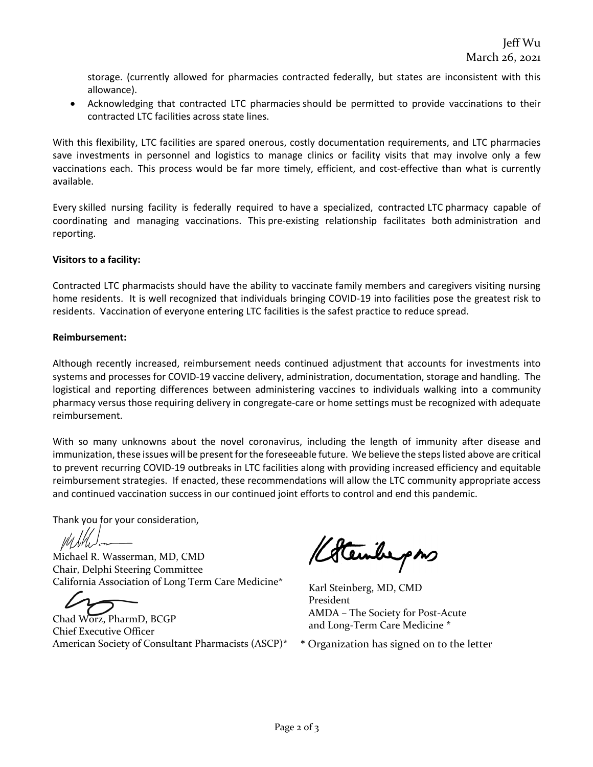storage. (currently allowed for pharmacies contracted federally, but states are inconsistent with this allowance).

- Acknowledging that contracted LTC pharmacies should be permitted to provide vaccinations to their contracted LTC facilities across state lines.

With this flexibility, LTC facilities are spared onerous, costly documentation requirements, and LTC pharmacies save investments in personnel and logistics to manage clinics or facility visits that may involve only a few vaccinations each. This process would be far more timely, efficient, and cost-effective than what is currently available.

Every skilled nursing facility is federally required to have a specialized, contracted LTC pharmacy capable of coordinating and managing vaccinations. This pre-existing relationship facilitates both administration and reporting.

**Visitors to a facility:**

Contracted LTC pharmacists should have the ability to vaccinate family members and caregivers visiting nursing home residents. It is well recognized that individuals bringing COVID-19 into facilities pose the greatest risk to residents. Vaccination of everyone entering LTC facilities is the safest practice to reduce spread.

**Reimbursement:**

Although recently increased, reimbursement needs continued adjustment that accounts for investments into systems and processes for COVID-19 vaccine delivery, administration, documentation, storage and handling. The logistical and reporting differences between administering vaccines to individuals walking into a community pharmacy versus those requiring delivery in congregate-care or home settings must be recognized with adequate reimbursement.

With so many unknowns about the novel coronavirus, including the length of immunity after disease and immunization, these issues will be present for the foreseeable future. We believe the steps listed above are critical to prevent recurring COVID-19 outbreaks in LTC facilities along with providing increased efficiency and equitable reimbursement strategies. If enacted, these recommendations will allow the LTC community appropriate access and continued vaccination success in our continued joint efforts to control and end this pandemic.

Thank you for your consideration,

Michael R. Wasserman, MD, CMD
Chair, Delphi Steering Committee
California Association of Long Term Care Medicine*

Chad Worz, PharmD, BCGP
Chief Executive Officer
American Society of Consultant Pharmacists (ASCP)*

Karl Steinberg, MD, CMD
President
AMDA – The Society for Post-Acute and Long-Term Care Medicine *

\* Organization has signed on to the letter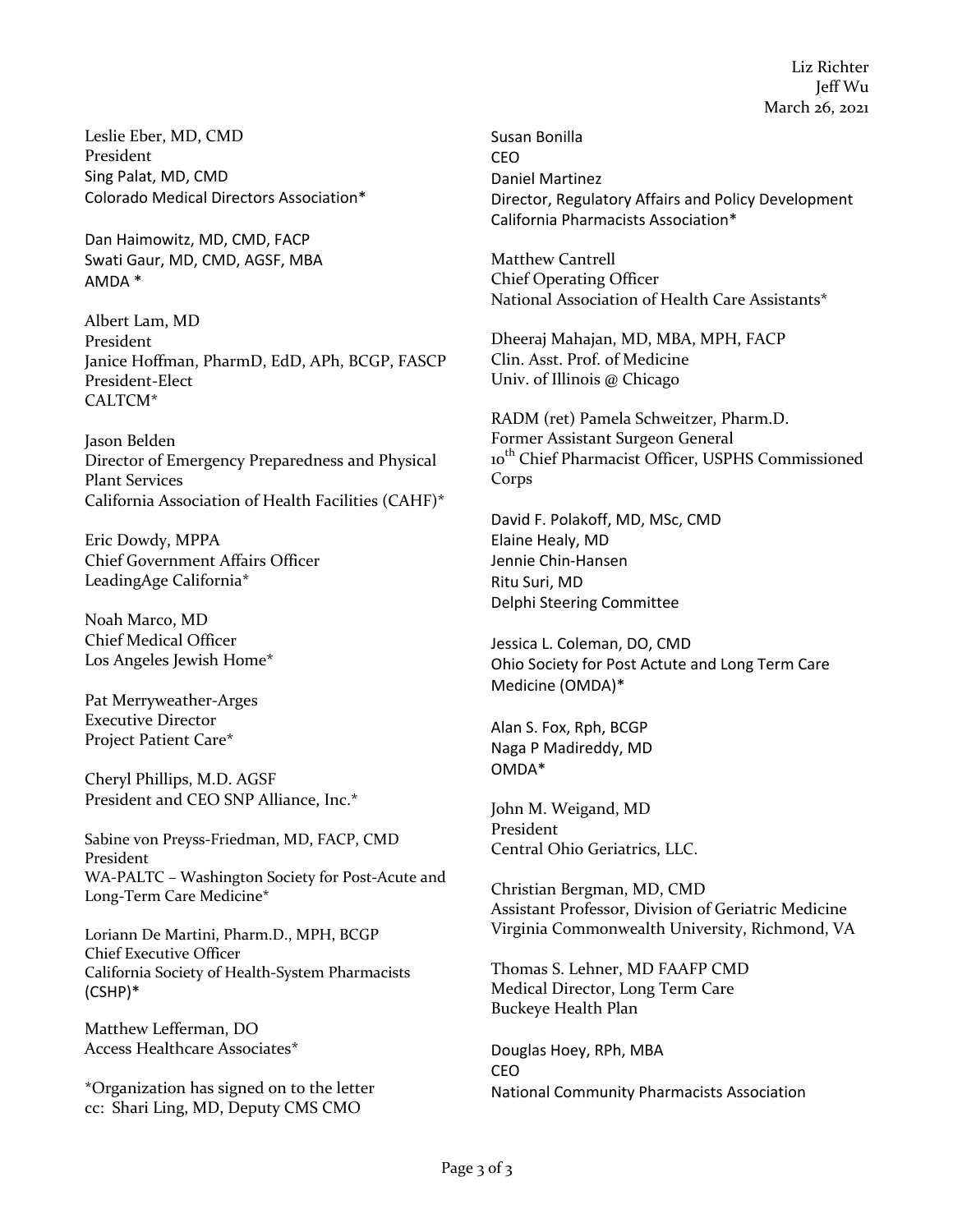Leslie Eber, MD, CMD
President
Sing Palat, MD, CMD
Colorado Medical Directors Association*

Dan Haimowitz, MD, CMD, FACP
Swati Gaur, MD, CMD, AGSF, MBA
AMDA *

Albert Lam, MD
President
Janice Hoffman, PharmD, EdD, APh, BCGP, FASCP
President-Elect
CALTCM*

Jason Belden
Director of Emergency Preparedness and Physical Plant Services
California Association of Health Facilities (CAHF)*

Eric Dowdy, MPPA
Chief Government Affairs Officer
LeadingAge California*

Noah Marco, MD
Chief Medical Officer
Los Angeles Jewish Home*

Pat Merryweather-Arges
Executive Director
Project Patient Care*

Cheryl Phillips, M.D. AGSF
President and CEO SNP Alliance, Inc.*

Sabine von Preyss-Friedman, MD, FACP, CMD
President
WA-PALTC – Washington Society for Post-Acute and Long-Term Care Medicine*

Loriann De Martini, Pharm.D., MPH, BCGP
Chief Executive Officer
California Society of Health-System Pharmacists (CSHP)*

Matthew Lefferman, DO
Access Healthcare Associates*

*Organization has signed on to the letter
cc: Shari Ling, MD, Deputy CMS CMO

Susan Bonilla
CEO
Daniel Martinez
Director, Regulatory Affairs and Policy Development
California Pharmacists Association*

Matthew Cantrell
Chief Operating Officer
National Association of Health Care Assistants*

Dheeraj Mahajan, MD, MBA, MPH, FACP
Clin. Asst. Prof. of Medicine
Univ. of Illinois @ Chicago

RADM (ret) Pamela Schweitzer, Pharm.D.
Former Assistant Surgeon General
10th Chief Pharmacist Officer, USPHS Commissioned Corps

David F. Polakoff, MD, MSc, CMD
Elaine Healy, MD
Jennie Chin-Hansen
Ritu Suri, MD
Delphi Steering Committee

Jessica L. Coleman, DO, CMD
Ohio Society for Post Actute and Long Term Care Medicine (OMDA)*

Alan S. Fox, Rph, BCGP
Naga P Madireddy, MD
OMDA*

John M. Weigand, MD
President
Central Ohio Geriatrics, LLC.

Christian Bergman, MD, CMD
Assistant Professor, Division of Geriatric Medicine
Virginia Commonwealth University, Richmond, VA

Thomas S. Lehner, MD FAAFP CMD
Medical Director, Long Term Care
Buckeye Health Plan

Douglas Hoey, RPh, MBA
CEO
National Community Pharmacists Association